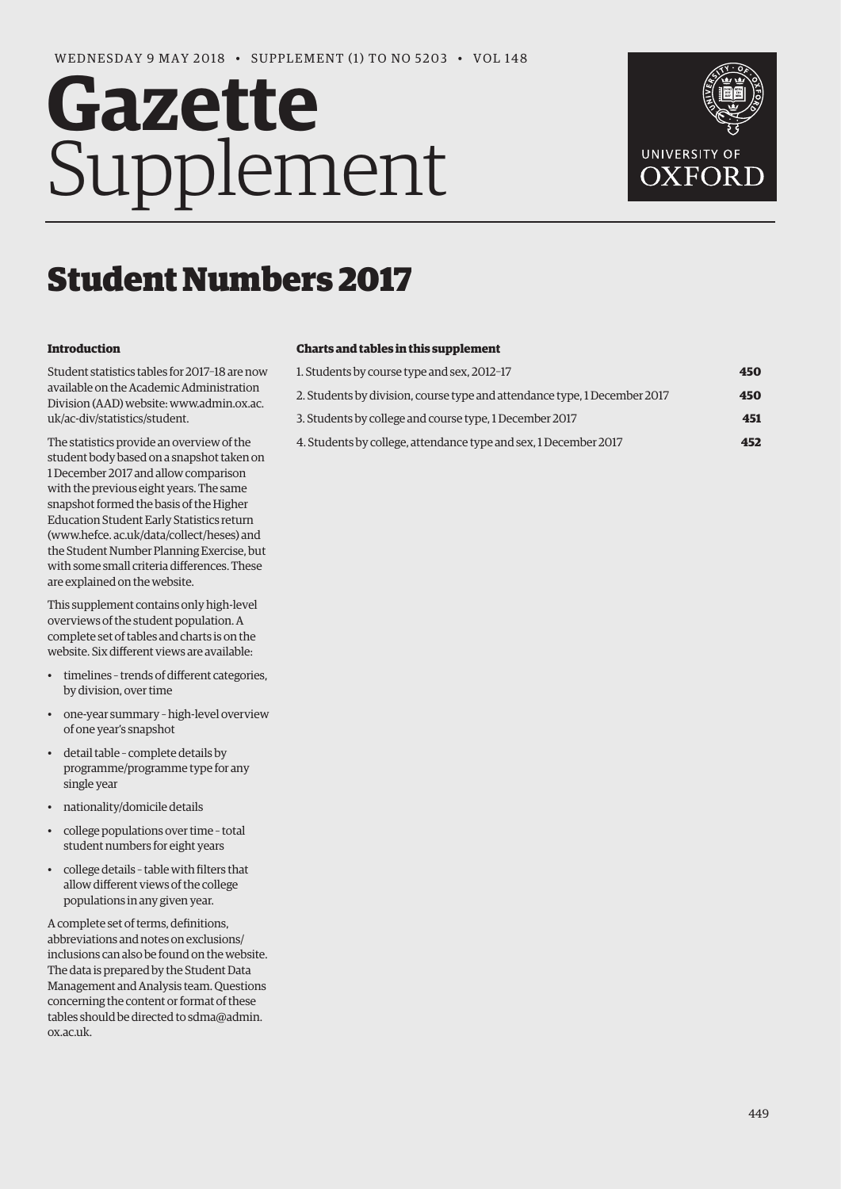WEDNESDAY 9 MAY 2018 • SUPPLEMENT (1) TO NO 5203 • VOL 148

# Gazette Supplement

# Student Numbers 2017

**Introduction**

Student statistics tables for 2017–18 are now available on the Academic Administration Division (AAD) website: www.admin.ox.ac.uk/ac-div/statistics/student.

The statistics provide an overview of the student body based on a snapshot taken on 1 December 2017 and allow comparison with the previous eight years. The same snapshot formed the basis of the Higher Education Student Early Statistics return (www.hefce.ac.uk/data/collect/heses) and the Student Number Planning Exercise, but with some small criteria differences. These are explained on the website.

This supplement contains only high-level overviews of the student population. A complete set of tables and charts is on the website. Six different views are available:

- timelines – trends of different categories, by division, over time
- one-year summary – high-level overview of one year's snapshot
- detail table – complete details by programme/programme type for any single year
- nationality/domicile details
- college populations over time – total student numbers for eight years
- college details – table with filters that allow different views of the college populations in any given year.

A complete set of terms, definitions, abbreviations and notes on exclusions/inclusions can also be found on the website. The data is prepared by the Student Data Management and Analysis team. Questions concerning the content or format of these tables should be directed to sdma@admin.ox.ac.uk.

**Charts and tables in this supplement**

| | |
|---|---|
| 1. Students by course type and sex, 2012–17 | **450** |
| 2. Students by division, course type and attendance type, 1 December 2017 | **450** |
| 3. Students by college and course type, 1 December 2017 | **451** |
| 4. Students by college, attendance type and sex, 1 December 2017 | **452** |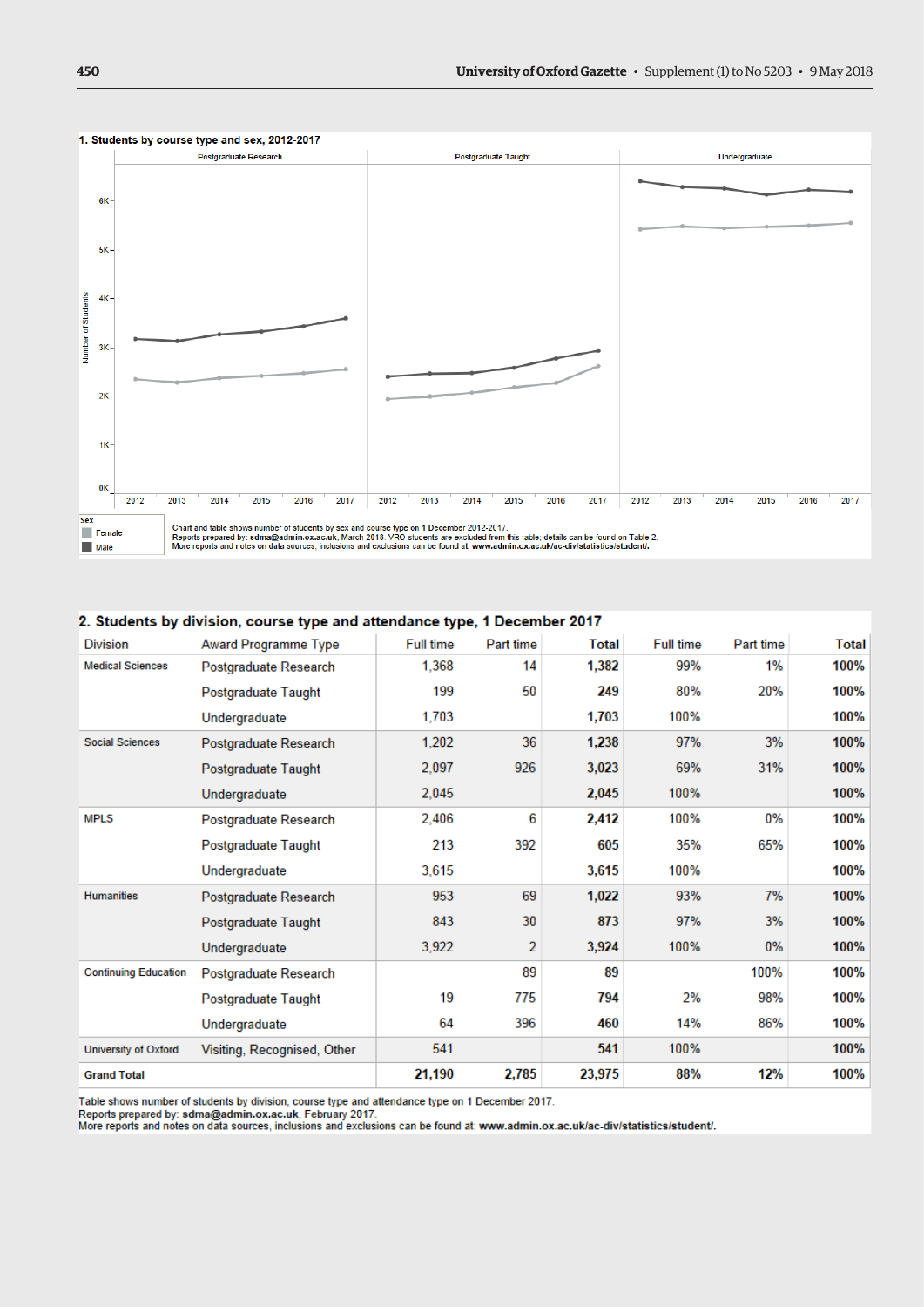## 1. Students by course type and sex, 2012-2017

Postgraduate Research | Postgraduate Taught | Undergraduate

Number of Students: 0K, 1K, 2K, 3K, 4K, 5K, 6K

2012 2013 2014 2015 2016 2017

Sex
- Female
- Male

Chart and table shows number of students by sex and course type on 1 December 2012-2017.
Reports prepared by: **sdma@admin.ox.ac.uk**, March 2018. VRO students are excluded from this table; details can be found on Table 2.
More reports and notes on data sources, inclusions and exclusions can be found at: **www.admin.ox.ac.uk/ac-div/statistics/student/**.

## 2. Students by division, course type and attendance type, 1 December 2017

| Division | Award Programme Type | Full time | Part time | Total | Full time | Part time | Total |
|---|---|---|---|---|---|---|---|
| Medical Sciences | Postgraduate Research | 1,368 | 14 | **1,382** | 99% | 1% | **100%** |
| | Postgraduate Taught | 199 | 50 | **249** | 80% | 20% | **100%** |
| | Undergraduate | 1,703 | | **1,703** | 100% | | **100%** |
| Social Sciences | Postgraduate Research | 1,202 | 36 | **1,238** | 97% | 3% | **100%** |
| | Postgraduate Taught | 2,097 | 926 | **3,023** | 69% | 31% | **100%** |
| | Undergraduate | 2,045 | | **2,045** | 100% | | **100%** |
| MPLS | Postgraduate Research | 2,406 | 6 | **2,412** | 100% | 0% | **100%** |
| | Postgraduate Taught | 213 | 392 | **605** | 35% | 65% | **100%** |
| | Undergraduate | 3,615 | | **3,615** | 100% | | **100%** |
| Humanities | Postgraduate Research | 953 | 69 | **1,022** | 93% | 7% | **100%** |
| | Postgraduate Taught | 843 | 30 | **873** | 97% | 3% | **100%** |
| | Undergraduate | 3,922 | 2 | **3,924** | 100% | 0% | **100%** |
| Continuing Education | Postgraduate Research | | 89 | **89** | | 100% | **100%** |
| | Postgraduate Taught | 19 | 775 | **794** | 2% | 98% | **100%** |
| | Undergraduate | 64 | 396 | **460** | 14% | 86% | **100%** |
| University of Oxford | Visiting, Recognised, Other | 541 | | **541** | 100% | | **100%** |
| **Grand Total** | | **21,190** | **2,785** | **23,975** | **88%** | **12%** | **100%** |

Table shows number of students by division, course type and attendance type on 1 December 2017.
Reports prepared by: **sdma@admin.ox.ac.uk**, February 2017.
More reports and notes on data sources, inclusions and exclusions can be found at: **www.admin.ox.ac.uk/ac-div/statistics/student/**.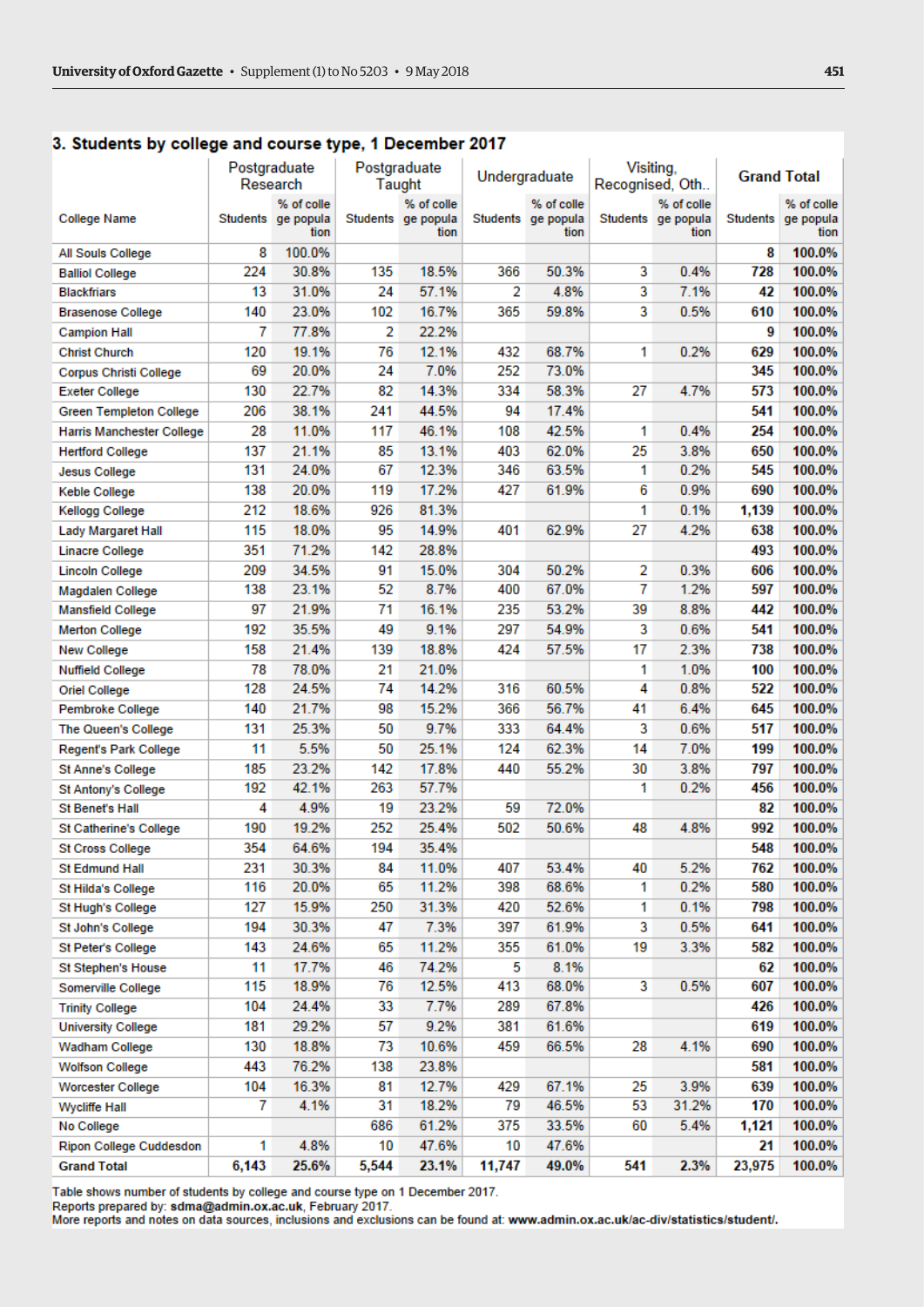## 3. Students by college and course type, 1 December 2017

| College Name | Postgraduate Research | | Postgraduate Taught | | Undergraduate | | Visiting, Recognised, Oth.. | | Grand Total | |
|---|---|---|---|---|---|---|---|---|---|---|
| | Students | % of college population | Students | % of college population | Students | % of college population | Students | % of college population | Students | % of college population |
| All Souls College | 8 | 100.0% | | | | | | | **8** | **100.0%** |
| Balliol College | 224 | 30.8% | 135 | 18.5% | 366 | 50.3% | 3 | 0.4% | **728** | **100.0%** |
| Blackfriars | 13 | 31.0% | 24 | 57.1% | 2 | 4.8% | 3 | 7.1% | **42** | **100.0%** |
| Brasenose College | 140 | 23.0% | 102 | 16.7% | 365 | 59.8% | 3 | 0.5% | **610** | **100.0%** |
| Campion Hall | 7 | 77.8% | 2 | 22.2% | | | | | **9** | **100.0%** |
| Christ Church | 120 | 19.1% | 76 | 12.1% | 432 | 68.7% | 1 | 0.2% | **629** | **100.0%** |
| Corpus Christi College | 69 | 20.0% | 24 | 7.0% | 252 | 73.0% | | | **345** | **100.0%** |
| Exeter College | 130 | 22.7% | 82 | 14.3% | 334 | 58.3% | 27 | 4.7% | **573** | **100.0%** |
| Green Templeton College | 206 | 38.1% | 241 | 44.5% | 94 | 17.4% | | | **541** | **100.0%** |
| Harris Manchester College | 28 | 11.0% | 117 | 46.1% | 108 | 42.5% | 1 | 0.4% | **254** | **100.0%** |
| Hertford College | 137 | 21.1% | 85 | 13.1% | 403 | 62.0% | 25 | 3.8% | **650** | **100.0%** |
| Jesus College | 131 | 24.0% | 67 | 12.3% | 346 | 63.5% | 1 | 0.2% | **545** | **100.0%** |
| Keble College | 138 | 20.0% | 119 | 17.2% | 427 | 61.9% | 6 | 0.9% | **690** | **100.0%** |
| Kellogg College | 212 | 18.6% | 926 | 81.3% | | | 1 | 0.1% | **1,139** | **100.0%** |
| Lady Margaret Hall | 115 | 18.0% | 95 | 14.9% | 401 | 62.9% | 27 | 4.2% | **638** | **100.0%** |
| Linacre College | 351 | 71.2% | 142 | 28.8% | | | | | **493** | **100.0%** |
| Lincoln College | 209 | 34.5% | 91 | 15.0% | 304 | 50.2% | 2 | 0.3% | **606** | **100.0%** |
| Magdalen College | 138 | 23.1% | 52 | 8.7% | 400 | 67.0% | 7 | 1.2% | **597** | **100.0%** |
| Mansfield College | 97 | 21.9% | 71 | 16.1% | 235 | 53.2% | 39 | 8.8% | **442** | **100.0%** |
| Merton College | 192 | 35.5% | 49 | 9.1% | 297 | 54.9% | 3 | 0.6% | **541** | **100.0%** |
| New College | 158 | 21.4% | 139 | 18.8% | 424 | 57.5% | 17 | 2.3% | **738** | **100.0%** |
| Nuffield College | 78 | 78.0% | 21 | 21.0% | | | 1 | 1.0% | **100** | **100.0%** |
| Oriel College | 128 | 24.5% | 74 | 14.2% | 316 | 60.5% | 4 | 0.8% | **522** | **100.0%** |
| Pembroke College | 140 | 21.7% | 98 | 15.2% | 366 | 56.7% | 41 | 6.4% | **645** | **100.0%** |
| The Queen's College | 131 | 25.3% | 50 | 9.7% | 333 | 64.4% | 3 | 0.6% | **517** | **100.0%** |
| Regent's Park College | 11 | 5.5% | 50 | 25.1% | 124 | 62.3% | 14 | 7.0% | **199** | **100.0%** |
| St Anne's College | 185 | 23.2% | 142 | 17.8% | 440 | 55.2% | 30 | 3.8% | **797** | **100.0%** |
| St Antony's College | 192 | 42.1% | 263 | 57.7% | | | 1 | 0.2% | **456** | **100.0%** |
| St Benet's Hall | 4 | 4.9% | 19 | 23.2% | 59 | 72.0% | | | **82** | **100.0%** |
| St Catherine's College | 190 | 19.2% | 252 | 25.4% | 502 | 50.6% | 48 | 4.8% | **992** | **100.0%** |
| St Cross College | 354 | 64.6% | 194 | 35.4% | | | | | **548** | **100.0%** |
| St Edmund Hall | 231 | 30.3% | 84 | 11.0% | 407 | 53.4% | 40 | 5.2% | **762** | **100.0%** |
| St Hilda's College | 116 | 20.0% | 65 | 11.2% | 398 | 68.6% | 1 | 0.2% | **580** | **100.0%** |
| St Hugh's College | 127 | 15.9% | 250 | 31.3% | 420 | 52.6% | 1 | 0.1% | **798** | **100.0%** |
| St John's College | 194 | 30.3% | 47 | 7.3% | 397 | 61.9% | 3 | 0.5% | **641** | **100.0%** |
| St Peter's College | 143 | 24.6% | 65 | 11.2% | 355 | 61.0% | 19 | 3.3% | **582** | **100.0%** |
| St Stephen's House | 11 | 17.7% | 46 | 74.2% | 5 | 8.1% | | | **62** | **100.0%** |
| Somerville College | 115 | 18.9% | 76 | 12.5% | 413 | 68.0% | 3 | 0.5% | **607** | **100.0%** |
| Trinity College | 104 | 24.4% | 33 | 7.7% | 289 | 67.8% | | | **426** | **100.0%** |
| University College | 181 | 29.2% | 57 | 9.2% | 381 | 61.6% | | | **619** | **100.0%** |
| Wadham College | 130 | 18.8% | 73 | 10.6% | 459 | 66.5% | 28 | 4.1% | **690** | **100.0%** |
| Wolfson College | 443 | 76.2% | 138 | 23.8% | | | | | **581** | **100.0%** |
| Worcester College | 104 | 16.3% | 81 | 12.7% | 429 | 67.1% | 25 | 3.9% | **639** | **100.0%** |
| Wycliffe Hall | 7 | 4.1% | 31 | 18.2% | 79 | 46.5% | 53 | 31.2% | **170** | **100.0%** |
| No College | | | 686 | 61.2% | 375 | 33.5% | 60 | 5.4% | **1,121** | **100.0%** |
| Ripon College Cuddesdon | 1 | 4.8% | 10 | 47.6% | 10 | 47.6% | | | **21** | **100.0%** |
| **Grand Total** | **6,143** | **25.6%** | **5,544** | **23.1%** | **11,747** | **49.0%** | **541** | **2.3%** | **23,975** | **100.0%** |

Table shows number of students by college and course type on 1 December 2017.
Reports prepared by: **sdma@admin.ox.ac.uk**, February 2017.
More reports and notes on data sources, inclusions and exclusions can be found at: **www.admin.ox.ac.uk/ac-div/statistics/student/**.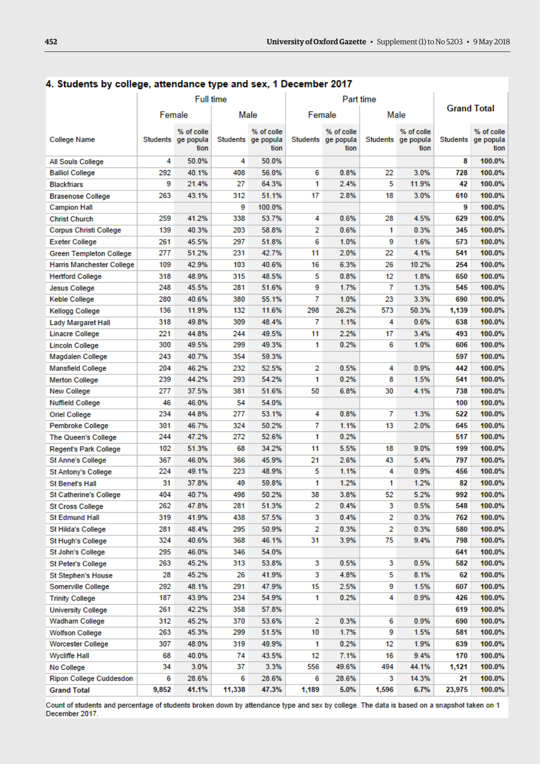## 4. Students by college, attendance type and sex, 1 December 2017

| College Name | Full time | | | | Part time | | | | Grand Total | |
|---|---|---|---|---|---|---|---|---|---|---|
| | Female | | Male | | Female | | Male | | | |
| | Students | % of college population | Students | % of college population | Students | % of college population | Students | % of college population | Students | % of college population |
| All Souls College | 4 | 50.0% | 4 | 50.0% | | | | | **8** | **100.0%** |
| Balliol College | 292 | 40.1% | 408 | 56.0% | 6 | 0.8% | 22 | 3.0% | **728** | **100.0%** |
| Blackfriars | 9 | 21.4% | 27 | 64.3% | 1 | 2.4% | 5 | 11.9% | **42** | **100.0%** |
| Brasenose College | 263 | 43.1% | 312 | 51.1% | 17 | 2.8% | 18 | 3.0% | **610** | **100.0%** |
| Campion Hall | | | 9 | 100.0% | | | | | **9** | **100.0%** |
| Christ Church | 259 | 41.2% | 338 | 53.7% | 4 | 0.6% | 28 | 4.5% | **629** | **100.0%** |
| Corpus Christi College | 139 | 40.3% | 203 | 58.8% | 2 | 0.6% | 1 | 0.3% | **345** | **100.0%** |
| Exeter College | 261 | 45.5% | 297 | 51.8% | 6 | 1.0% | 9 | 1.6% | **573** | **100.0%** |
| Green Templeton College | 277 | 51.2% | 231 | 42.7% | 11 | 2.0% | 22 | 4.1% | **541** | **100.0%** |
| Harris Manchester College | 109 | 42.9% | 103 | 40.6% | 16 | 6.3% | 26 | 10.2% | **254** | **100.0%** |
| Hertford College | 318 | 48.9% | 315 | 48.5% | 5 | 0.8% | 12 | 1.8% | **650** | **100.0%** |
| Jesus College | 248 | 45.5% | 281 | 51.6% | 9 | 1.7% | 7 | 1.3% | **545** | **100.0%** |
| Keble College | 280 | 40.6% | 380 | 55.1% | 7 | 1.0% | 23 | 3.3% | **690** | **100.0%** |
| Kellogg College | 136 | 11.9% | 132 | 11.6% | 298 | 26.2% | 573 | 50.3% | **1,139** | **100.0%** |
| Lady Margaret Hall | 318 | 49.8% | 309 | 48.4% | 7 | 1.1% | 4 | 0.6% | **638** | **100.0%** |
| Linacre College | 221 | 44.8% | 244 | 49.5% | 11 | 2.2% | 17 | 3.4% | **493** | **100.0%** |
| Lincoln College | 300 | 49.5% | 299 | 49.3% | 1 | 0.2% | 6 | 1.0% | **606** | **100.0%** |
| Magdalen College | 243 | 40.7% | 354 | 59.3% | | | | | **597** | **100.0%** |
| Mansfield College | 204 | 46.2% | 232 | 52.5% | 2 | 0.5% | 4 | 0.9% | **442** | **100.0%** |
| Merton College | 239 | 44.2% | 293 | 54.2% | 1 | 0.2% | 8 | 1.5% | **541** | **100.0%** |
| New College | 277 | 37.5% | 381 | 51.6% | 50 | 6.8% | 30 | 4.1% | **738** | **100.0%** |
| Nuffield College | 46 | 46.0% | 54 | 54.0% | | | | | **100** | **100.0%** |
| Oriel College | 234 | 44.8% | 277 | 53.1% | 4 | 0.8% | 7 | 1.3% | **522** | **100.0%** |
| Pembroke College | 301 | 46.7% | 324 | 50.2% | 7 | 1.1% | 13 | 2.0% | **645** | **100.0%** |
| The Queen's College | 244 | 47.2% | 272 | 52.6% | 1 | 0.2% | | | **517** | **100.0%** |
| Regent's Park College | 102 | 51.3% | 68 | 34.2% | 11 | 5.5% | 18 | 9.0% | **199** | **100.0%** |
| St Anne's College | 367 | 46.0% | 366 | 45.9% | 21 | 2.6% | 43 | 5.4% | **797** | **100.0%** |
| St Antony's College | 224 | 49.1% | 223 | 48.9% | 5 | 1.1% | 4 | 0.9% | **456** | **100.0%** |
| St Benet's Hall | 31 | 37.8% | 49 | 59.8% | 1 | 1.2% | 1 | 1.2% | **82** | **100.0%** |
| St Catherine's College | 404 | 40.7% | 498 | 50.2% | 38 | 3.8% | 52 | 5.2% | **992** | **100.0%** |
| St Cross College | 262 | 47.8% | 281 | 51.3% | 2 | 0.4% | 3 | 0.5% | **548** | **100.0%** |
| St Edmund Hall | 319 | 41.9% | 438 | 57.5% | 3 | 0.4% | 2 | 0.3% | **762** | **100.0%** |
| St Hilda's College | 281 | 48.4% | 295 | 50.9% | 2 | 0.3% | 2 | 0.3% | **580** | **100.0%** |
| St Hugh's College | 324 | 40.6% | 368 | 46.1% | 31 | 3.9% | 75 | 9.4% | **798** | **100.0%** |
| St John's College | 295 | 46.0% | 346 | 54.0% | | | | | **641** | **100.0%** |
| St Peter's College | 263 | 45.2% | 313 | 53.8% | 3 | 0.5% | 3 | 0.5% | **582** | **100.0%** |
| St Stephen's House | 28 | 45.2% | 26 | 41.9% | 3 | 4.8% | 5 | 8.1% | **62** | **100.0%** |
| Somerville College | 292 | 48.1% | 291 | 47.9% | 15 | 2.5% | 9 | 1.5% | **607** | **100.0%** |
| Trinity College | 187 | 43.9% | 234 | 54.9% | 1 | 0.2% | 4 | 0.9% | **426** | **100.0%** |
| University College | 261 | 42.2% | 358 | 57.8% | | | | | **619** | **100.0%** |
| Wadham College | 312 | 45.2% | 370 | 53.6% | 2 | 0.3% | 6 | 0.9% | **690** | **100.0%** |
| Wolfson College | 263 | 45.3% | 299 | 51.5% | 10 | 1.7% | 9 | 1.5% | **581** | **100.0%** |
| Worcester College | 307 | 48.0% | 319 | 49.9% | 1 | 0.2% | 12 | 1.9% | **639** | **100.0%** |
| Wycliffe Hall | 68 | 40.0% | 74 | 43.5% | 12 | 7.1% | 16 | 9.4% | **170** | **100.0%** |
| No College | 34 | 3.0% | 37 | 3.3% | 556 | 49.6% | 494 | 44.1% | **1,121** | **100.0%** |
| Ripon College Cuddesdon | 6 | 28.6% | 6 | 28.6% | 6 | 28.6% | 3 | 14.3% | **21** | **100.0%** |
| **Grand Total** | **9,852** | **41.1%** | **11,338** | **47.3%** | **1,189** | **5.0%** | **1,596** | **6.7%** | **23,975** | **100.0%** |

Count of students and percentage of students broken down by attendance type and sex by college. The data is based on a snapshot taken on 1 December 2017.